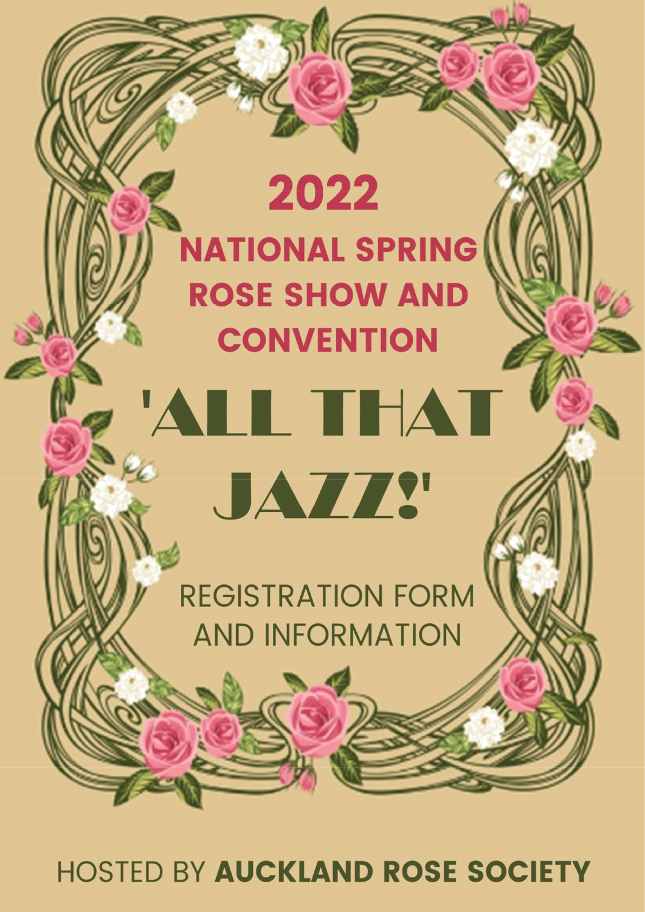# 2022

# NATIONAL SPRING ROSE SHOW AND CONVENTION

# 'ALL THAT JAZZ!'

## REGISTRATION FORM AND INFORMATION

HOSTED BY **AUCKLAND ROSE SOCIETY**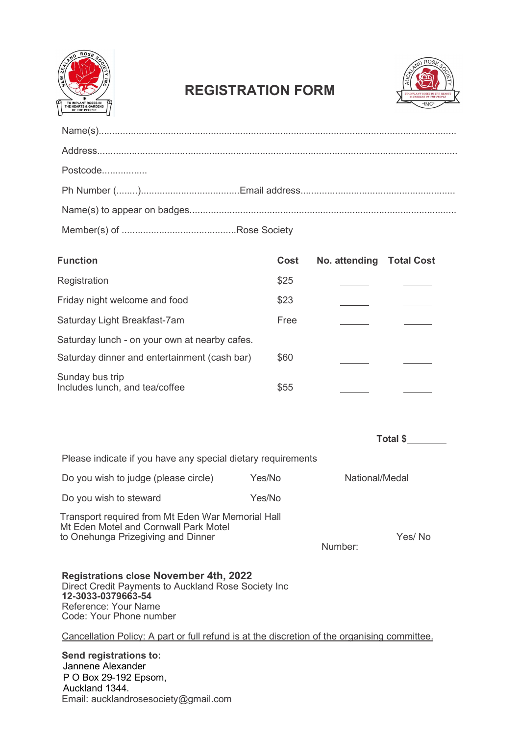# REGISTRATION FORM

Name(s).....................................................................................................................................

Address.......................................................................................................................................

Postcode.................

Ph Number (........)....................................Email address..........................................................

Name(s) to appear on badges..................................................................................................

Member(s) of ..........................................Rose Society

| Function | Cost | No. attending | Total Cost |
|---|---|---|---|
| Registration | $25 | ______ | ______ |
| Friday night welcome and food | $23 | ______ | ______ |
| Saturday Light Breakfast-7am | Free | ______ | ______ |
| Saturday lunch - on your own at nearby cafes. | | | |
| Saturday dinner and entertainment (cash bar) | $60 | ______ | ______ |
| Sunday bus trip<br>Includes lunch, and tea/coffee | $55 | ______ | ______ |

**Total $**________

Please indicate if you have any special dietary requirements

Do you wish to judge (please circle) Yes/No National/Medal

Do you wish to steward Yes/No

Transport required from Mt Eden War Memorial Hall
Mt Eden Motel and Cornwall Park Motel
to Onehunga Prizegiving and Dinner Yes/ No

Number:

**Registrations close November 4th, 2022**
Direct Credit Payments to Auckland Rose Society Inc
**12-3033-0379663-54**
Reference: Your Name
Code: Your Phone number

Cancellation Policy: A part or full refund is at the discretion of the organising committee.

**Send registrations to:**
Jannene Alexander
P O Box 29-192 Epsom,
Auckland 1344.
Email: aucklandrosesociety@gmail.com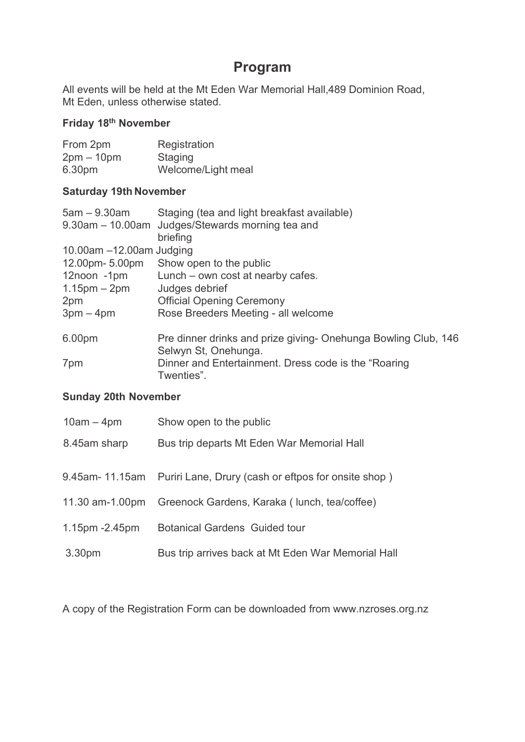# Program

All events will be held at the Mt Eden War Memorial Hall,489 Dominion Road, Mt Eden, unless otherwise stated.

### Friday 18th November

| | |
|---|---|
| From 2pm | Registration |
| 2pm – 10pm | Staging |
| 6.30pm | Welcome/Light meal |

### Saturday 19th November

| | |
|---|---|
| 5am – 9.30am | Staging (tea and light breakfast available) |
| 9.30am – 10.00am | Judges/Stewards morning tea and briefing |
| 10.00am –12.00am | Judging |
| 12.00pm- 5.00pm | Show open to the public |
| 12noon -1pm | Lunch – own cost at nearby cafes. |
| 1.15pm – 2pm | Judges debrief |
| 2pm | Official Opening Ceremony |
| 3pm – 4pm | Rose Breeders Meeting - all welcome |
| 6.00pm | Pre dinner drinks and prize giving- Onehunga Bowling Club, 146 Selwyn St, Onehunga. |
| 7pm | Dinner and Entertainment. Dress code is the "Roaring Twenties". |

### Sunday 20th November

| | |
|---|---|
| 10am – 4pm | Show open to the public |
| 8.45am sharp | Bus trip departs Mt Eden War Memorial Hall |
| 9.45am- 11.15am | Puriri Lane, Drury (cash or eftpos for onsite shop ) |
| 11.30 am-1.00pm | Greenock Gardens, Karaka ( lunch, tea/coffee) |
| 1.15pm -2.45pm | Botanical Gardens Guided tour |
| 3.30pm | Bus trip arrives back at Mt Eden War Memorial Hall |

A copy of the Registration Form can be downloaded from www.nzroses.org.nz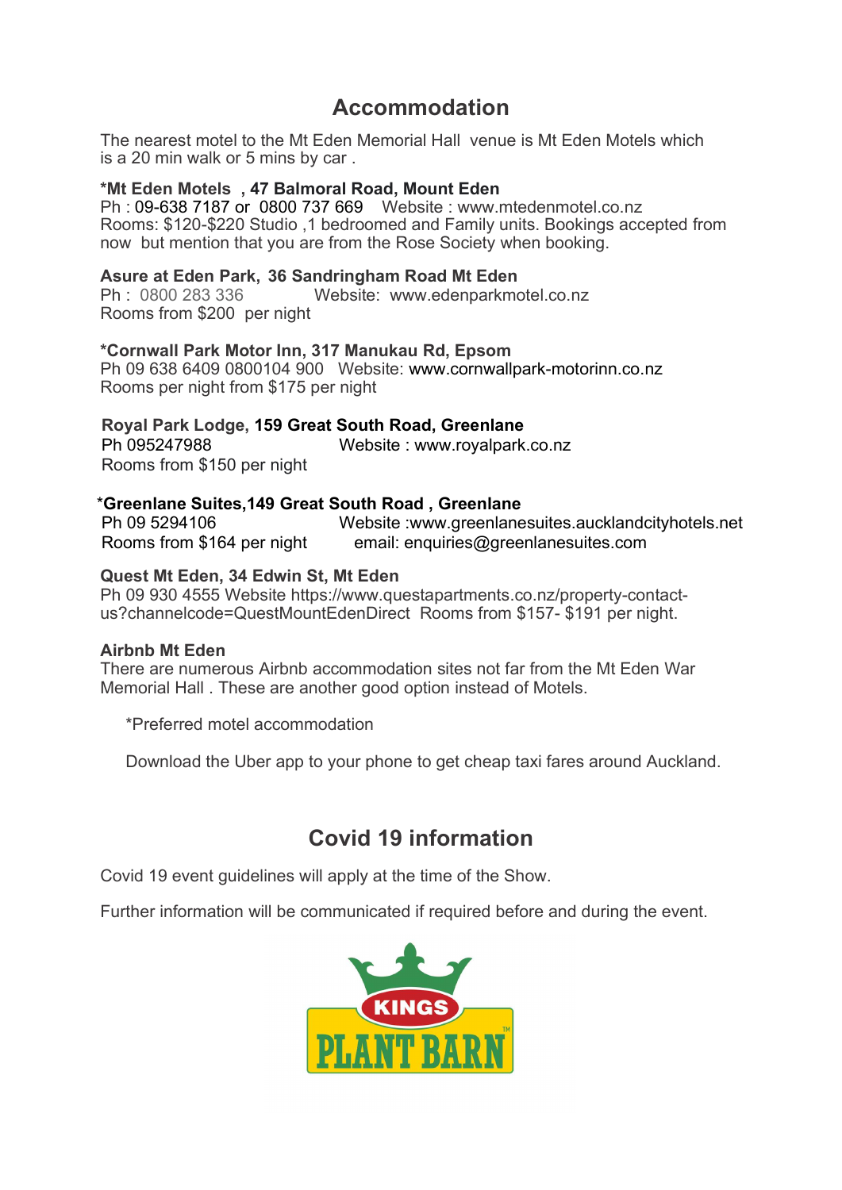## Accommodation

The nearest motel to the Mt Eden Memorial Hall venue is Mt Eden Motels which is a 20 min walk or 5 mins by car .

**\*Mt Eden Motels , 47 Balmoral Road, Mount Eden**
Ph : 09-638 7187 or 0800 737 669 Website : www.mtedenmotel.co.nz
Rooms: $120-$220 Studio ,1 bedroomed and Family units. Bookings accepted from now but mention that you are from the Rose Society when booking.

**Asure at Eden Park, 36 Sandringham Road Mt Eden**
Ph : 0800 283 336 Website: www.edenparkmotel.co.nz
Rooms from $200 per night

**\*Cornwall Park Motor Inn, 317 Manukau Rd, Epsom**
Ph 09 638 6409 0800104 900 Website: www.cornwallpark-motorinn.co.nz
Rooms per night from $175 per night

**Royal Park Lodge, 159 Great South Road, Greenlane**
Ph 095247988 Website : www.royalpark.co.nz
Rooms from $150 per night

**\*Greenlane Suites,149 Great South Road , Greenlane**
Ph 09 5294106 Website :www.greenlanesuites.aucklandcityhotels.net
Rooms from $164 per night email: enquiries@greenlanesuites.com

**Quest Mt Eden, 34 Edwin St, Mt Eden**
Ph 09 930 4555 Website https://www.questapartments.co.nz/property-contact-us?channelcode=QuestMountEdenDirect Rooms from $157- $191 per night.

**Airbnb Mt Eden**
There are numerous Airbnb accommodation sites not far from the Mt Eden War Memorial Hall . These are another good option instead of Motels.

\*Preferred motel accommodation

Download the Uber app to your phone to get cheap taxi fares around Auckland.

## Covid 19 information

Covid 19 event guidelines will apply at the time of the Show.

Further information will be communicated if required before and during the event.

KINGS PLANT BARN